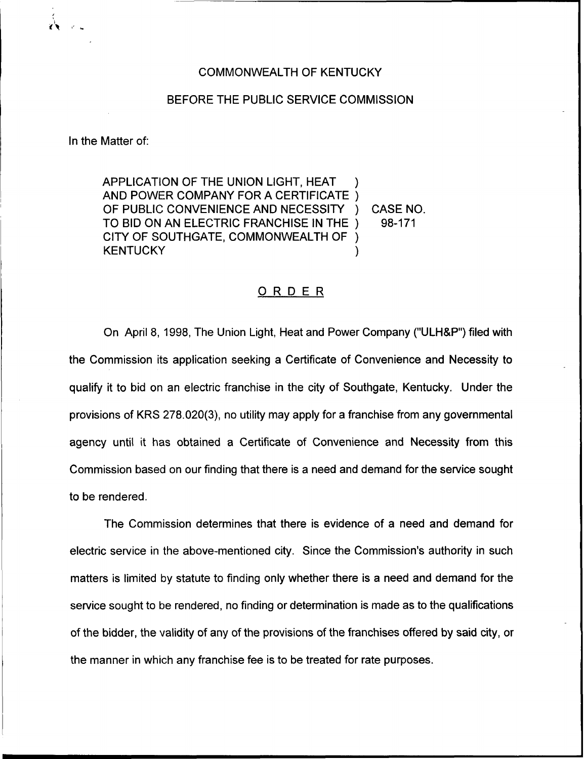COMMONWEALTH OF KENTUCKY

BEFORE THE PUBLIC SERVICE COMMISSION

In the Matter of:

APPLICATION OF THE UNION LIGHT, HEAT AND POWER COMPANY FOR A CERTIFICATE OF PUBLIC CONVENIENCE AND NECESSITY TO BID ON AN ELECTRIC FRANCHISE IN THE CITY OF SOUTHGATE, COMMONWEALTH OF KENTUCKY ) CASE NO. 98-171

## ORDER

On April 8, 1998, The Union Light, Heat and Power Company ("ULH&P") filed with the Commission its application seeking a Certificate of Convenience and Necessity to qualify it to bid on an electric franchise in the city of Southgate, Kentucky. Under the provisions of KRS 278.020(3), no utility may apply for a franchise from any governmental agency until it has obtained a Certificate of Convenience and Necessity from this Commission based on our finding that there is a need and demand for the service sought to be rendered.

The Commission determines that there is evidence of a need and demand for electric service in the above-mentioned city. Since the Commission's authority in such matters is limited by statute to finding only whether there is a need and demand for the service sought to be rendered, no finding or determination is made as to the qualifications of the bidder, the validity of any of the provisions of the franchises offered by said city, or the manner in which any franchise fee is to be treated for rate purposes.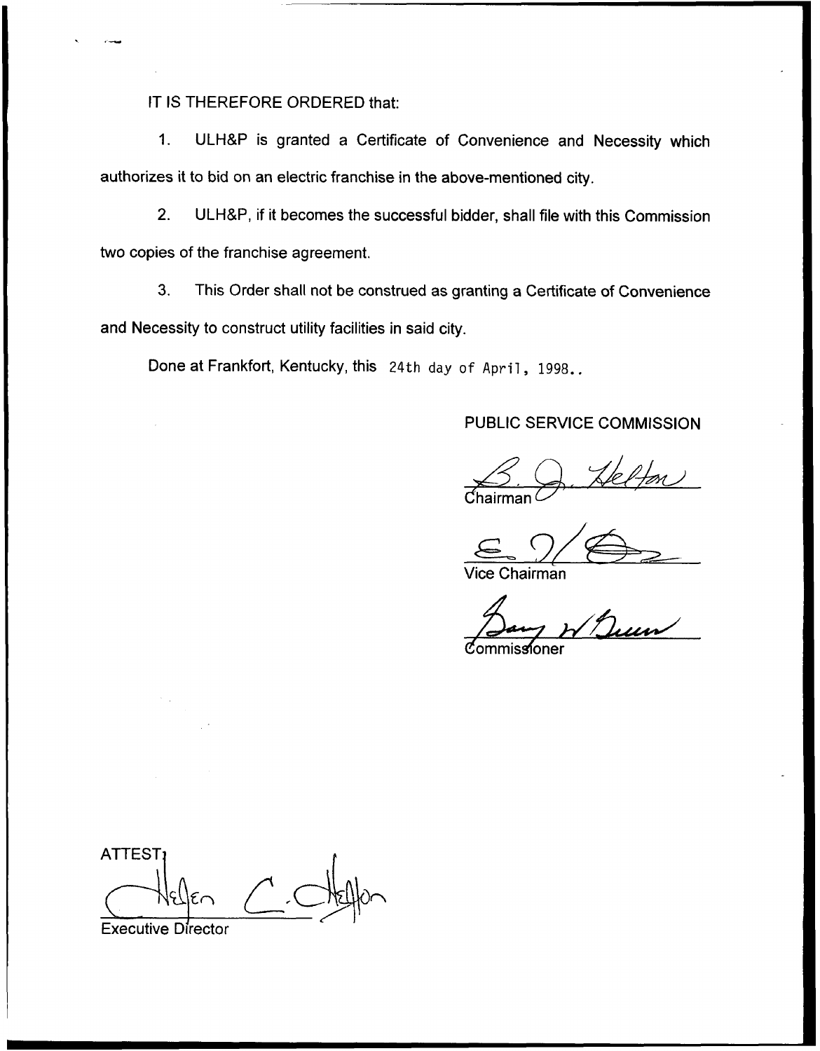IT IS THEREFORE ORDERED that:

1. ULH&P is granted a Certificate of Convenience and Necessity which authorizes it to bid on an electric franchise in the above-mentioned city.

2. ULH&P, if it becomes the successful bidder, shall file with this Commission two copies of the franchise agreement.

3. This Order shall not be construed as granting a Certificate of Convenience and Necessity to construct utility facilities in said city.

Done at Frankfort, Kentucky, this 24th day of April, 1998..

PUBLIC SERVICE COMMISSION

Chairman

Vice Chairman

Commissioner

ATTEST:

Executive Director